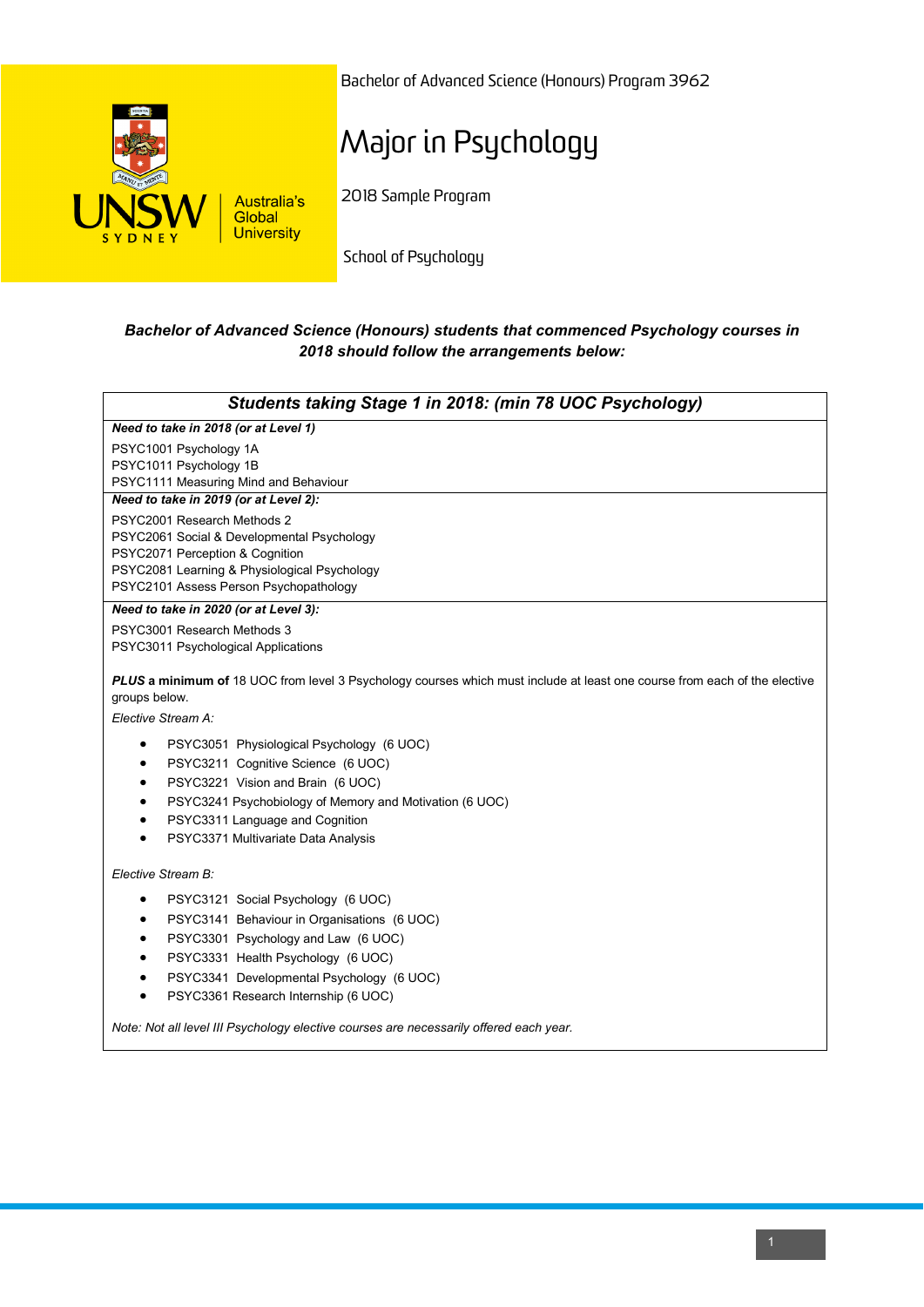Bachelor of Advanced Science (Honours) Program 3962

# Major in Psychology

2018 Sample Program

School of Psychology

UNSW SYDNEY | Australia's Global University

***Bachelor of Advanced Science (Honours) students that commenced Psychology courses in 2018 should follow the arrangements below:***

## *Students taking Stage 1 in 2018: (min 78 UOC Psychology)*

***Need to take in 2018 (or at Level 1)***

PSYC1001 Psychology 1A
PSYC1011 Psychology 1B
PSYC1111 Measuring Mind and Behaviour

***Need to take in 2019 (or at Level 2):***

PSYC2001 Research Methods 2
PSYC2061 Social & Developmental Psychology
PSYC2071 Perception & Cognition
PSYC2081 Learning & Physiological Psychology
PSYC2101 Assess Person Psychopathology

***Need to take in 2020 (or at Level 3):***

PSYC3001 Research Methods 3
PSYC3011 Psychological Applications

***PLUS* a minimum of** 18 UOC from level 3 Psychology courses which must include at least one course from each of the elective groups below.

*Elective Stream A:*

- PSYC3051 Physiological Psychology (6 UOC)
- PSYC3211 Cognitive Science (6 UOC)
- PSYC3221 Vision and Brain (6 UOC)
- PSYC3241 Psychobiology of Memory and Motivation (6 UOC)
- PSYC3311 Language and Cognition
- PSYC3371 Multivariate Data Analysis

*Elective Stream B:*

- PSYC3121 Social Psychology (6 UOC)
- PSYC3141 Behaviour in Organisations (6 UOC)
- PSYC3301 Psychology and Law (6 UOC)
- PSYC3331 Health Psychology (6 UOC)
- PSYC3341 Developmental Psychology (6 UOC)
- PSYC3361 Research Internship (6 UOC)

*Note: Not all level III Psychology elective courses are necessarily offered each year.*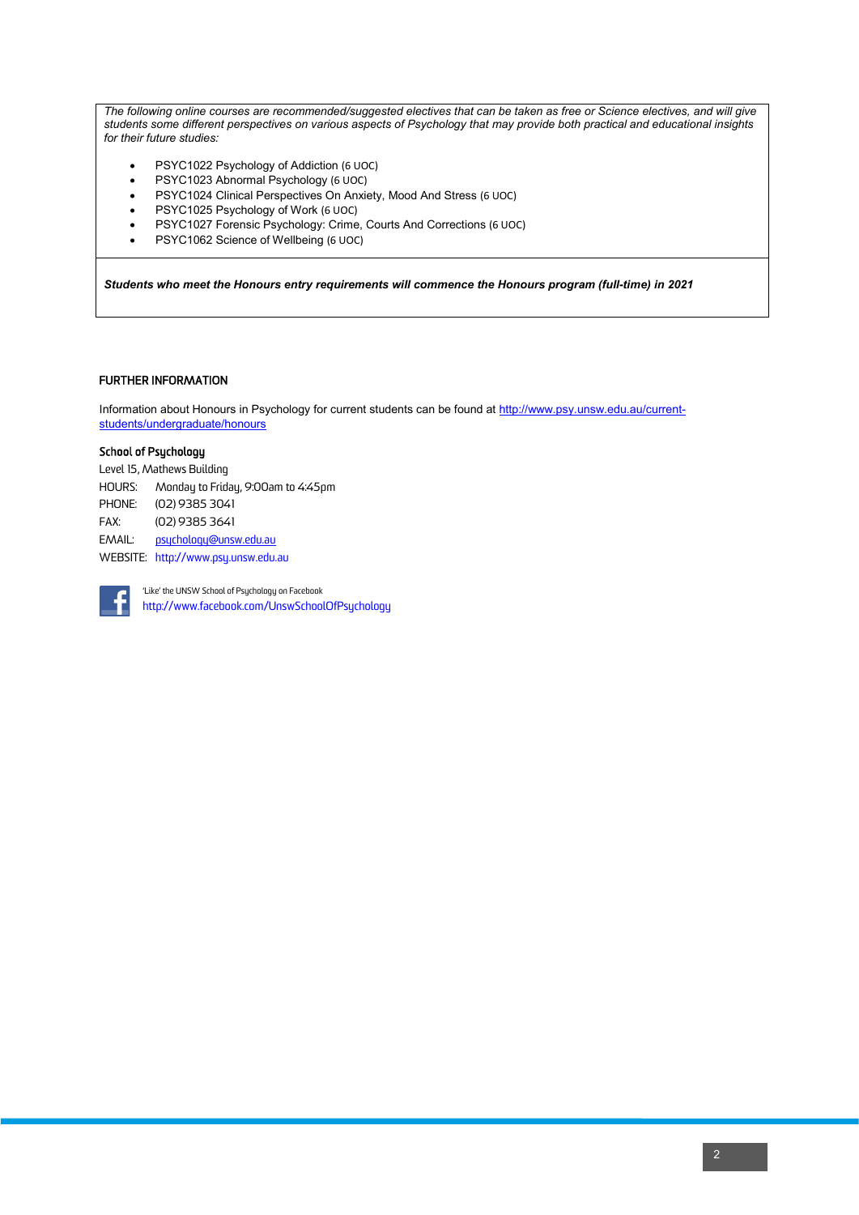*The following online courses are recommended/suggested electives that can be taken as free or Science electives, and will give students some different perspectives on various aspects of Psychology that may provide both practical and educational insights for their future studies:*

- PSYC1022 Psychology of Addiction (6 UOC)
- PSYC1023 Abnormal Psychology (6 UOC)
- PSYC1024 Clinical Perspectives On Anxiety, Mood And Stress (6 UOC)
- PSYC1025 Psychology of Work (6 UOC)
- PSYC1027 Forensic Psychology: Crime, Courts And Corrections (6 UOC)
- PSYC1062 Science of Wellbeing (6 UOC)

***Students who meet the Honours entry requirements will commence the Honours program (full-time) in 2021***

## FURTHER INFORMATION

Information about Honours in Psychology for current students can be found at http://www.psy.unsw.edu.au/current-students/undergraduate/honours

### School of Psychology

Level 15, Mathews Building

HOURS: Monday to Friday, 9:00am to 4:45pm

PHONE: (02) 9385 3041

FAX: (02) 9385 3641

EMAIL: psychology@unsw.edu.au

WEBSITE: http://www.psy.unsw.edu.au

'Like' the UNSW School of Psychology on Facebook

http://www.facebook.com/UnswSchoolOfPsychology